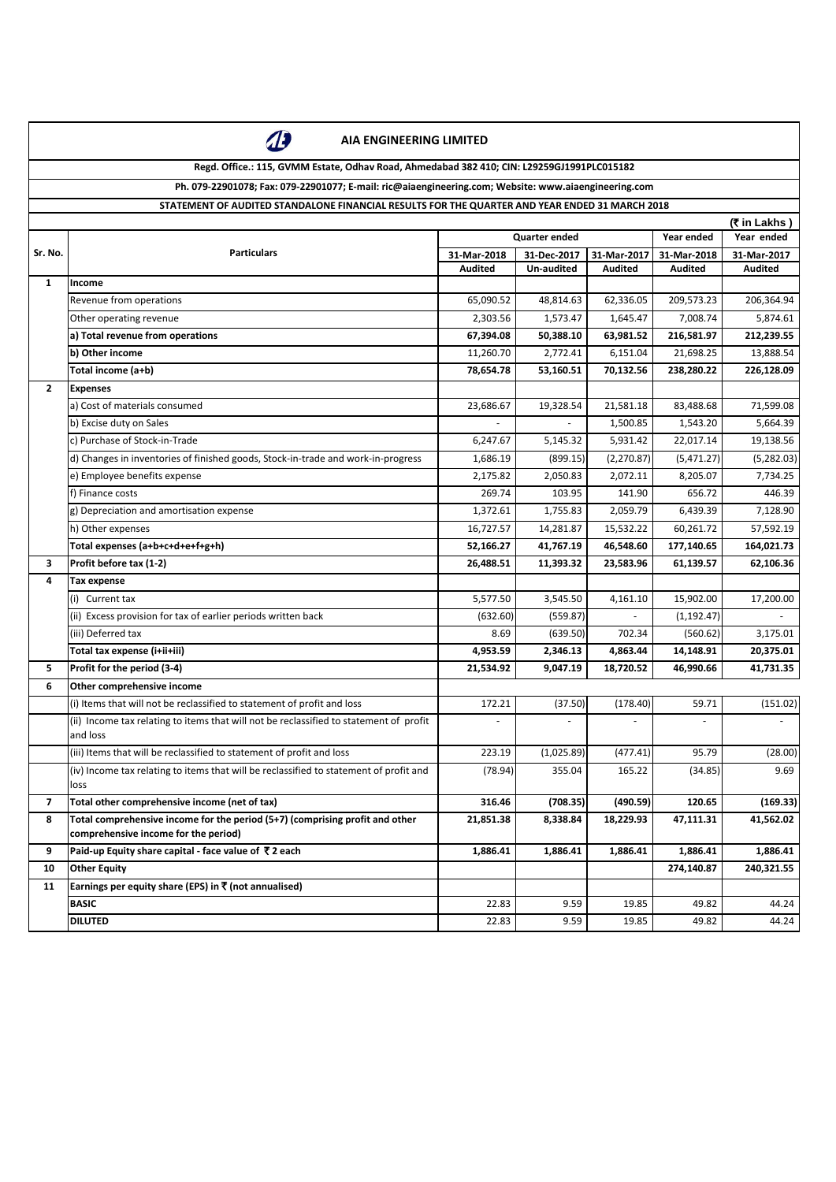# AIA ENGINEERING LIMITED

**Regd. Office.: 115, GVMM Estate, Odhav Road, Ahmedabad 382 410; CIN: L29259GJ1991PLC015182**

**Ph. 079-22901078; Fax: 079-22901077; E-mail: ric@aiaengineering.com; Website: www.aiaengineering.com**

**STATEMENT OF AUDITED STANDALONE FINANCIAL RESULTS FOR THE QUARTER AND YEAR ENDED 31 MARCH 2018**

(₹ in Lakhs )

| Sr. No. | Particulars | Quarter ended | | | Year ended | Year ended |
|---|---|---|---|---|---|---|
| | | 31-Mar-2018 | 31-Dec-2017 | 31-Mar-2017 | 31-Mar-2018 | 31-Mar-2017 |
| | | Audited | Un-audited | Audited | Audited | Audited |
| 1 | **Income** | | | | | |
| | Revenue from operations | 65,090.52 | 48,814.63 | 62,336.05 | 209,573.23 | 206,364.94 |
| | Other operating revenue | 2,303.56 | 1,573.47 | 1,645.47 | 7,008.74 | 5,874.61 |
| | **a) Total revenue from operations** | **67,394.08** | **50,388.10** | **63,981.52** | **216,581.97** | **212,239.55** |
| | **b) Other income** | 11,260.70 | 2,772.41 | 6,151.04 | 21,698.25 | 13,888.54 |
| | **Total income (a+b)** | **78,654.78** | **53,160.51** | **70,132.56** | **238,280.22** | **226,128.09** |
| 2 | **Expenses** | | | | | |
| | a) Cost of materials consumed | 23,686.67 | 19,328.54 | 21,581.18 | 83,488.68 | 71,599.08 |
| | b) Excise duty on Sales | - | - | 1,500.85 | 1,543.20 | 5,664.39 |
| | c) Purchase of Stock-in-Trade | 6,247.67 | 5,145.32 | 5,931.42 | 22,017.14 | 19,138.56 |
| | d) Changes in inventories of finished goods, Stock-in-trade and work-in-progress | 1,686.19 | (899.15) | (2,270.87) | (5,471.27) | (5,282.03) |
| | e) Employee benefits expense | 2,175.82 | 2,050.83 | 2,072.11 | 8,205.07 | 7,734.25 |
| | f) Finance costs | 269.74 | 103.95 | 141.90 | 656.72 | 446.39 |
| | g) Depreciation and amortisation expense | 1,372.61 | 1,755.83 | 2,059.79 | 6,439.39 | 7,128.90 |
| | h) Other expenses | 16,727.57 | 14,281.87 | 15,532.22 | 60,261.72 | 57,592.19 |
| | **Total expenses (a+b+c+d+e+f+g+h)** | **52,166.27** | **41,767.19** | **46,548.60** | **177,140.65** | **164,021.73** |
| 3 | **Profit before tax (1-2)** | **26,488.51** | **11,393.32** | **23,583.96** | **61,139.57** | **62,106.36** |
| 4 | **Tax expense** | | | | | |
| | (i) Current tax | 5,577.50 | 3,545.50 | 4,161.10 | 15,902.00 | 17,200.00 |
| | (ii) Excess provision for tax of earlier periods written back | (632.60) | (559.87) | - | (1,192.47) | - |
| | (iii) Deferred tax | 8.69 | (639.50) | 702.34 | (560.62) | 3,175.01 |
| | **Total tax expense (i+ii+iii)** | **4,953.59** | **2,346.13** | **4,863.44** | **14,148.91** | **20,375.01** |
| 5 | **Profit for the period (3-4)** | **21,534.92** | **9,047.19** | **18,720.52** | **46,990.66** | **41,731.35** |
| 6 | **Other comprehensive income** | | | | | |
| | (i) Items that will not be reclassified to statement of profit and loss | 172.21 | (37.50) | (178.40) | 59.71 | (151.02) |
| | (ii) Income tax relating to items that will not be reclassified to statement of profit and loss | - | - | - | - | - |
| | (iii) Items that will be reclassified to statement of profit and loss | 223.19 | (1,025.89) | (477.41) | 95.79 | (28.00) |
| | (iv) Income tax relating to items that will be reclassified to statement of profit and loss | (78.94) | 355.04 | 165.22 | (34.85) | 9.69 |
| 7 | **Total other comprehensive income (net of tax)** | **316.46** | **(708.35)** | **(490.59)** | **120.65** | **(169.33)** |
| 8 | **Total comprehensive income for the period (5+7) (comprising profit and other comprehensive income for the period)** | **21,851.38** | **8,338.84** | **18,229.93** | **47,111.31** | **41,562.02** |
| 9 | **Paid-up Equity share capital - face value of ₹ 2 each** | **1,886.41** | **1,886.41** | **1,886.41** | **1,886.41** | **1,886.41** |
| 10 | **Other Equity** | | | | **274,140.87** | **240,321.55** |
| 11 | **Earnings per equity share (EPS) in ₹ (not annualised)** | | | | | |
| | **BASIC** | 22.83 | 9.59 | 19.85 | 49.82 | 44.24 |
| | **DILUTED** | 22.83 | 9.59 | 19.85 | 49.82 | 44.24 |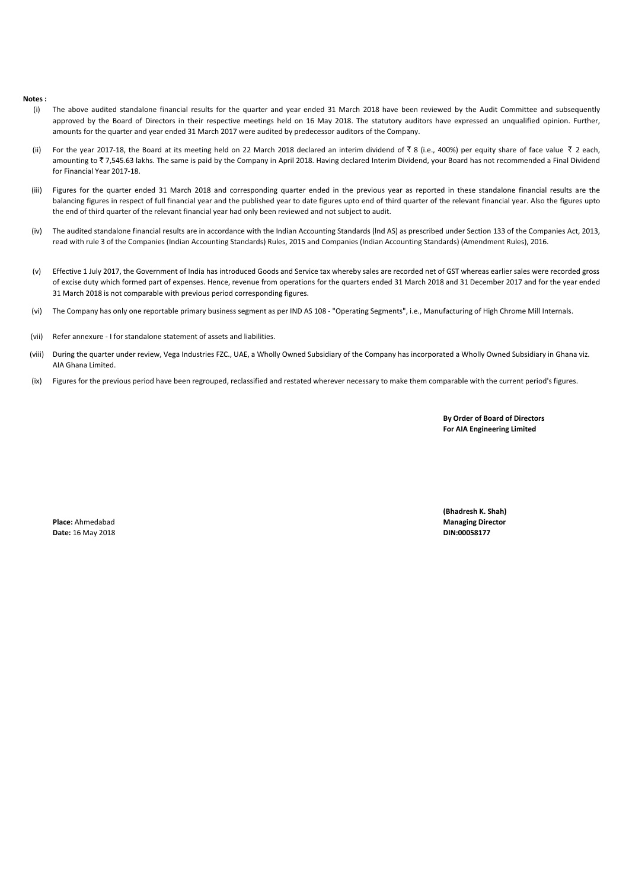**Notes :**

(i) The above audited standalone financial results for the quarter and year ended 31 March 2018 have been reviewed by the Audit Committee and subsequently approved by the Board of Directors in their respective meetings held on 16 May 2018. The statutory auditors have expressed an unqualified opinion. Further, amounts for the quarter and year ended 31 March 2017 were audited by predecessor auditors of the Company.

(ii) For the year 2017-18, the Board at its meeting held on 22 March 2018 declared an interim dividend of ₹ 8 (i.e., 400%) per equity share of face value ₹ 2 each, amounting to ₹ 7,545.63 lakhs. The same is paid by the Company in April 2018. Having declared Interim Dividend, your Board has not recommended a Final Dividend for Financial Year 2017-18.

(iii) Figures for the quarter ended 31 March 2018 and corresponding quarter ended in the previous year as reported in these standalone financial results are the balancing figures in respect of full financial year and the published year to date figures upto end of third quarter of the relevant financial year. Also the figures upto the end of third quarter of the relevant financial year had only been reviewed and not subject to audit.

(iv) The audited standalone financial results are in accordance with the Indian Accounting Standards (lnd AS) as prescribed under Section 133 of the Companies Act, 2013, read with rule 3 of the Companies (Indian Accounting Standards) Rules, 2015 and Companies (Indian Accounting Standards) (Amendment Rules), 2016.

(v) Effective 1 July 2017, the Government of India has introduced Goods and Service tax whereby sales are recorded net of GST whereas earlier sales were recorded gross of excise duty which formed part of expenses. Hence, revenue from operations for the quarters ended 31 March 2018 and 31 December 2017 and for the year ended 31 March 2018 is not comparable with previous period corresponding figures.

(vi) The Company has only one reportable primary business segment as per IND AS 108 - "Operating Segments", i.e., Manufacturing of High Chrome Mill Internals.

(vii) Refer annexure - I for standalone statement of assets and liabilities.

(viii) During the quarter under review, Vega Industries FZC., UAE, a Wholly Owned Subsidiary of the Company has incorporated a Wholly Owned Subsidiary in Ghana viz. AIA Ghana Limited.

(ix) Figures for the previous period have been regrouped, reclassified and restated wherever necessary to make them comparable with the current period's figures.

**By Order of Board of Directors**
**For AIA Engineering Limited**

**(Bhadresh K. Shah)**
**Managing Director**
**DIN:00058177**

**Place:** Ahmedabad
**Date:** 16 May 2018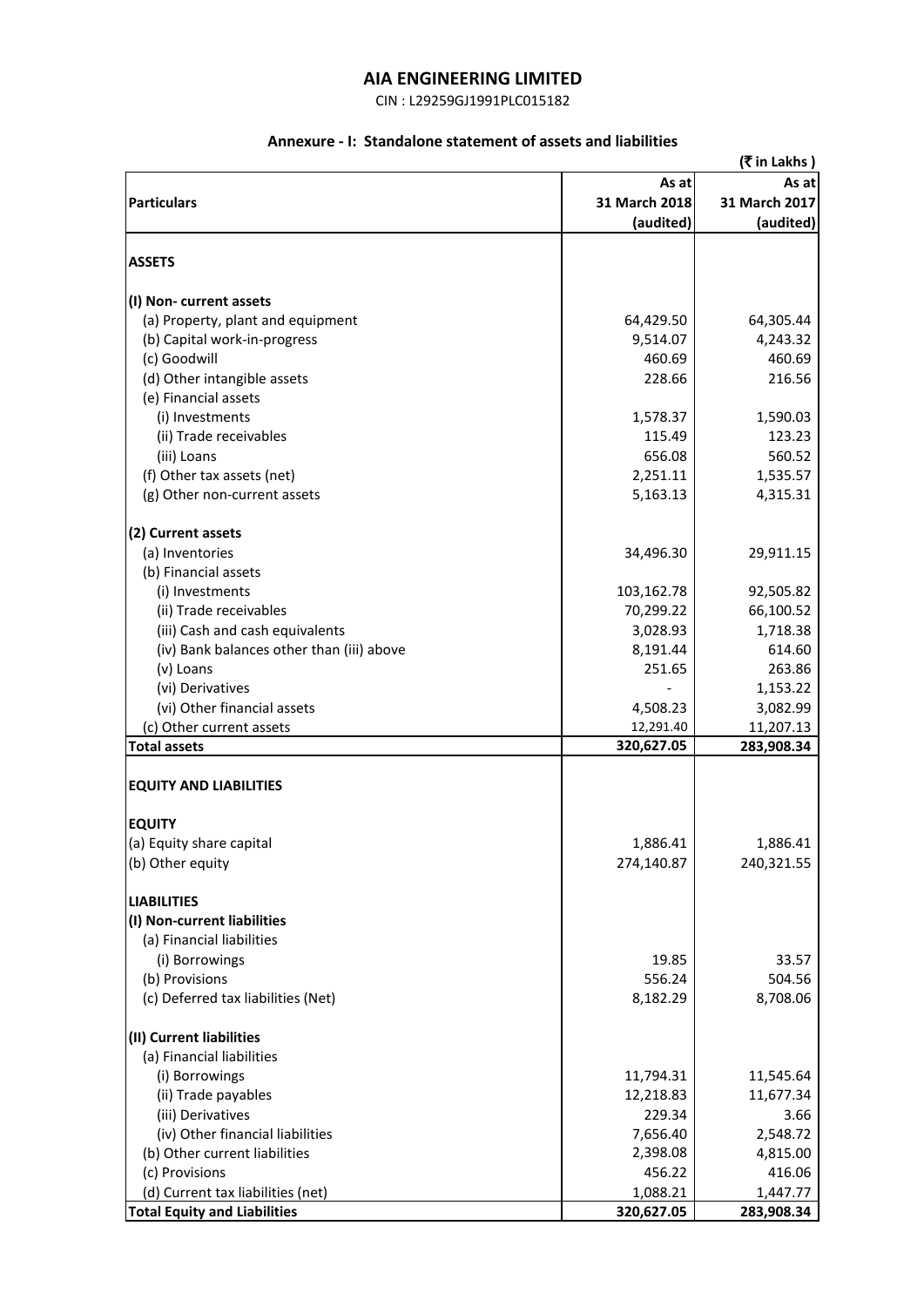# AIA ENGINEERING LIMITED

CIN : L29259GJ1991PLC015182

## Annexure - I: Standalone statement of assets and liabilities

(₹ in Lakhs )

| Particulars | As at 31 March 2018 (audited) | As at 31 March 2017 (audited) |
|---|---|---|
| **ASSETS** | | |
| **(I) Non- current assets** | | |
| (a) Property, plant and equipment | 64,429.50 | 64,305.44 |
| (b) Capital work-in-progress | 9,514.07 | 4,243.32 |
| (c) Goodwill | 460.69 | 460.69 |
| (d) Other intangible assets | 228.66 | 216.56 |
| (e) Financial assets | | |
| (i) Investments | 1,578.37 | 1,590.03 |
| (ii) Trade receivables | 115.49 | 123.23 |
| (iii) Loans | 656.08 | 560.52 |
| (f) Other tax assets (net) | 2,251.11 | 1,535.57 |
| (g) Other non-current assets | 5,163.13 | 4,315.31 |
| **(2) Current assets** | | |
| (a) Inventories | 34,496.30 | 29,911.15 |
| (b) Financial assets | | |
| (i) Investments | 103,162.78 | 92,505.82 |
| (ii) Trade receivables | 70,299.22 | 66,100.52 |
| (iii) Cash and cash equivalents | 3,028.93 | 1,718.38 |
| (iv) Bank balances other than (iii) above | 8,191.44 | 614.60 |
| (v) Loans | 251.65 | 263.86 |
| (vi) Derivatives | - | 1,153.22 |
| (vi) Other financial assets | 4,508.23 | 3,082.99 |
| (c) Other current assets | 12,291.40 | 11,207.13 |
| **Total assets** | **320,627.05** | **283,908.34** |
| **EQUITY AND LIABILITIES** | | |
| **EQUITY** | | |
| (a) Equity share capital | 1,886.41 | 1,886.41 |
| (b) Other equity | 274,140.87 | 240,321.55 |
| **LIABILITIES** | | |
| **(I) Non-current liabilities** | | |
| (a) Financial liabilities | | |
| (i) Borrowings | 19.85 | 33.57 |
| (b) Provisions | 556.24 | 504.56 |
| (c) Deferred tax liabilities (Net) | 8,182.29 | 8,708.06 |
| **(II) Current liabilities** | | |
| (a) Financial liabilities | | |
| (i) Borrowings | 11,794.31 | 11,545.64 |
| (ii) Trade payables | 12,218.83 | 11,677.34 |
| (iii) Derivatives | 229.34 | 3.66 |
| (iv) Other financial liabilities | 7,656.40 | 2,548.72 |
| (b) Other current liabilities | 2,398.08 | 4,815.00 |
| (c) Provisions | 456.22 | 416.06 |
| (d) Current tax liabilities (net) | 1,088.21 | 1,447.77 |
| **Total Equity and Liabilities** | **320,627.05** | **283,908.34** |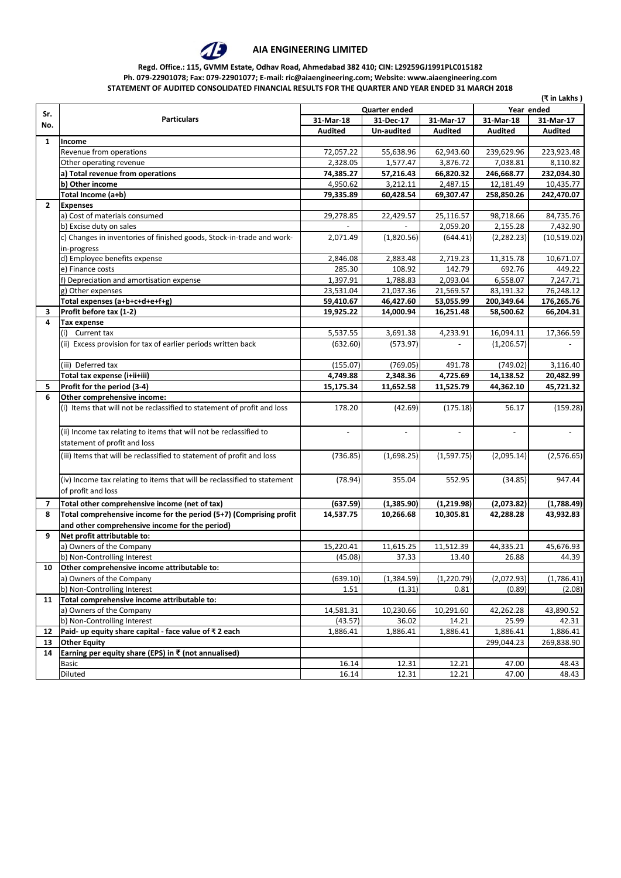# AIA ENGINEERING LIMITED

**Regd. Office.: 115, GVMM Estate, Odhav Road, Ahmedabad 382 410; CIN: L29259GJ1991PLC015182**
**Ph. 079-22901078; Fax: 079-22901077; E-mail: ric@aiaengineering.com; Website: www.aiaengineering.com**
**STATEMENT OF AUDITED CONSOLIDATED FINANCIAL RESULTS FOR THE QUARTER AND YEAR ENDED 31 MARCH 2018**

**(₹ in Lakhs )**

| Sr. No. | Particulars | Quarter ended | | | Year ended | |
|---|---|---|---|---|---|---|
| | | 31-Mar-18 | 31-Dec-17 | 31-Mar-17 | 31-Mar-18 | 31-Mar-17 |
| | | Audited | Un-audited | Audited | Audited | Audited |
| **1** | **Income** | | | | | |
| | Revenue from operations | 72,057.22 | 55,638.96 | 62,943.60 | 239,629.96 | 223,923.48 |
| | Other operating revenue | 2,328.05 | 1,577.47 | 3,876.72 | 7,038.81 | 8,110.82 |
| | **a) Total revenue from operations** | **74,385.27** | **57,216.43** | **66,820.32** | **246,668.77** | **232,034.30** |
| | **b) Other income** | **4,950.62** | **3,212.11** | **2,487.15** | **12,181.49** | **10,435.77** |
| | **Total Income (a+b)** | **79,335.89** | **60,428.54** | **69,307.47** | **258,850.26** | **242,470.07** |
| **2** | **Expenses** | | | | | |
| | a) Cost of materials consumed | 29,278.85 | 22,429.57 | 25,116.57 | 98,718.66 | 84,735.76 |
| | b) Excise duty on sales | - | - | 2,059.20 | 2,155.28 | 7,432.90 |
| | c) Changes in inventories of finished goods, Stock-in-trade and work-in-progress | 2,071.49 | (1,820.56) | (644.41) | (2,282.23) | (10,519.02) |
| | d) Employee benefits expense | 2,846.08 | 2,883.48 | 2,719.23 | 11,315.78 | 10,671.07 |
| | e) Finance costs | 285.30 | 108.92 | 142.79 | 692.76 | 449.22 |
| | f) Depreciation and amortisation expense | 1,397.91 | 1,788.83 | 2,093.04 | 6,558.07 | 7,247.71 |
| | g) Other expenses | 23,531.04 | 21,037.36 | 21,569.57 | 83,191.32 | 76,248.12 |
| | **Total expenses (a+b+c+d+e+f+g)** | **59,410.67** | **46,427.60** | **53,055.99** | **200,349.64** | **176,265.76** |
| **3** | **Profit before tax (1-2)** | **19,925.22** | **14,000.94** | **16,251.48** | **58,500.62** | **66,204.31** |
| **4** | **Tax expense** | | | | | |
| | (i) Current tax | 5,537.55 | 3,691.38 | 4,233.91 | 16,094.11 | 17,366.59 |
| | (ii) Excess provision for tax of earlier periods written back | (632.60) | (573.97) | - | (1,206.57) | - |
| | (iii) Deferred tax | (155.07) | (769.05) | 491.78 | (749.02) | 3,116.40 |
| | **Total tax expense (i+ii+iii)** | **4,749.88** | **2,348.36** | **4,725.69** | **14,138.52** | **20,482.99** |
| **5** | **Profit for the period (3-4)** | **15,175.34** | **11,652.58** | **11,525.79** | **44,362.10** | **45,721.32** |
| **6** | **Other comprehensive income:** | | | | | |
| | (i) Items that will not be reclassified to statement of profit and loss | 178.20 | (42.69) | (175.18) | 56.17 | (159.28) |
| | (ii) Income tax relating to items that will not be reclassified to statement of profit and loss | - | - | - | - | - |
| | (iii) Items that will be reclassified to statement of profit and loss | (736.85) | (1,698.25) | (1,597.75) | (2,095.14) | (2,576.65) |
| | (iv) Income tax relating to items that will be reclassified to statement of profit and loss | (78.94) | 355.04 | 552.95 | (34.85) | 947.44 |
| **7** | **Total other comprehensive income (net of tax)** | **(637.59)** | **(1,385.90)** | **(1,219.98)** | **(2,073.82)** | **(1,788.49)** |
| **8** | **Total comprehensive income for the period (5+7) (Comprising profit and other comprehensive income for the period)** | **14,537.75** | **10,266.68** | **10,305.81** | **42,288.28** | **43,932.83** |
| **9** | **Net profit attributable to:** | | | | | |
| | a) Owners of the Company | 15,220.41 | 11,615.25 | 11,512.39 | 44,335.21 | 45,676.93 |
| | b) Non-Controlling Interest | (45.08) | 37.33 | 13.40 | 26.88 | 44.39 |
| **10** | **Other comprehensive income attributable to:** | | | | | |
| | a) Owners of the Company | (639.10) | (1,384.59) | (1,220.79) | (2,072.93) | (1,786.41) |
| | b) Non-Controlling Interest | 1.51 | (1.31) | 0.81 | (0.89) | (2.08) |
| **11** | **Total comprehensive income attributable to:** | | | | | |
| | a) Owners of the Company | 14,581.31 | 10,230.66 | 10,291.60 | 42,262.28 | 43,890.52 |
| | b) Non-Controlling Interest | (43.57) | 36.02 | 14.21 | 25.99 | 42.31 |
| **12** | **Paid- up equity share capital - face value of ₹ 2 each** | 1,886.41 | 1,886.41 | 1,886.41 | 1,886.41 | 1,886.41 |
| **13** | **Other Equity** | | | | 299,044.23 | 269,838.90 |
| **14** | **Earning per equity share (EPS) in ₹ (not annualised)** | | | | | |
| | Basic | 16.14 | 12.31 | 12.21 | 47.00 | 48.43 |
| | Diluted | 16.14 | 12.31 | 12.21 | 47.00 | 48.43 |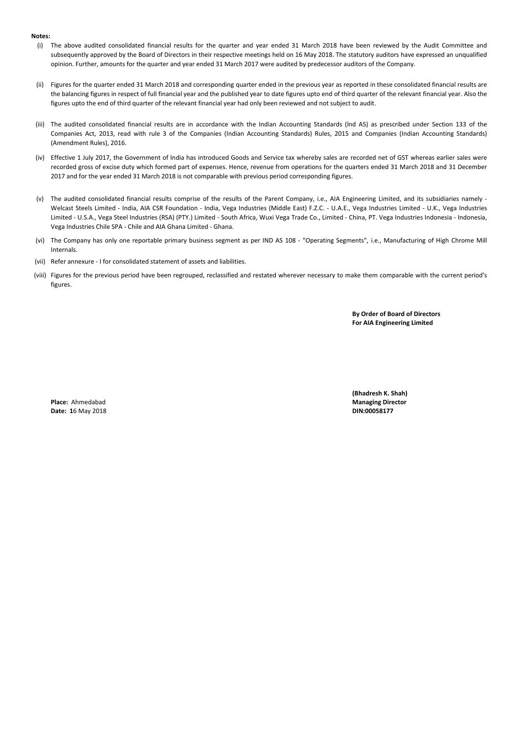**Notes:**

(i) The above audited consolidated financial results for the quarter and year ended 31 March 2018 have been reviewed by the Audit Committee and subsequently approved by the Board of Directors in their respective meetings held on 16 May 2018. The statutory auditors have expressed an unqualified opinion. Further, amounts for the quarter and year ended 31 March 2017 were audited by predecessor auditors of the Company.

(ii) Figures for the quarter ended 31 March 2018 and corresponding quarter ended in the previous year as reported in these consolidated financial results are the balancing figures in respect of full financial year and the published year to date figures upto end of third quarter of the relevant financial year. Also the figures upto the end of third quarter of the relevant financial year had only been reviewed and not subject to audit.

(iii) The audited consolidated financial results are in accordance with the Indian Accounting Standards (lnd AS) as prescribed under Section 133 of the Companies Act, 2013, read with rule 3 of the Companies (Indian Accounting Standards) Rules, 2015 and Companies (Indian Accounting Standards) (Amendment Rules), 2016.

(iv) Effective 1 July 2017, the Government of India has introduced Goods and Service tax whereby sales are recorded net of GST whereas earlier sales were recorded gross of excise duty which formed part of expenses. Hence, revenue from operations for the quarters ended 31 March 2018 and 31 December 2017 and for the year ended 31 March 2018 is not comparable with previous period corresponding figures.

(v) The audited consolidated financial results comprise of the results of the Parent Company, i.e., AIA Engineering Limited, and its subsidiaries namely - Welcast Steels Limited - India, AIA CSR Foundation - India, Vega Industries (Middle East) F.Z.C. - U.A.E., Vega Industries Limited - U.K., Vega Industries Limited - U.S.A., Vega Steel Industries (RSA) (PTY.) Limited - South Africa, Wuxi Vega Trade Co., Limited - China, PT. Vega Industries Indonesia - Indonesia, Vega Industries Chile SPA - Chile and AIA Ghana Limited - Ghana.

(vi) The Company has only one reportable primary business segment as per IND AS 108 - "Operating Segments", i.e., Manufacturing of High Chrome Mill Internals.

(vii) Refer annexure - I for consolidated statement of assets and liabilities.

(viii) Figures for the previous period have been regrouped, reclassified and restated wherever necessary to make them comparable with the current period's figures.

**By Order of Board of Directors**
**For AIA Engineering Limited**

**(Bhadresh K. Shah)**
**Managing Director**
**DIN:00058177**

**Place:** Ahmedabad
**Date:** **1**6 May 2018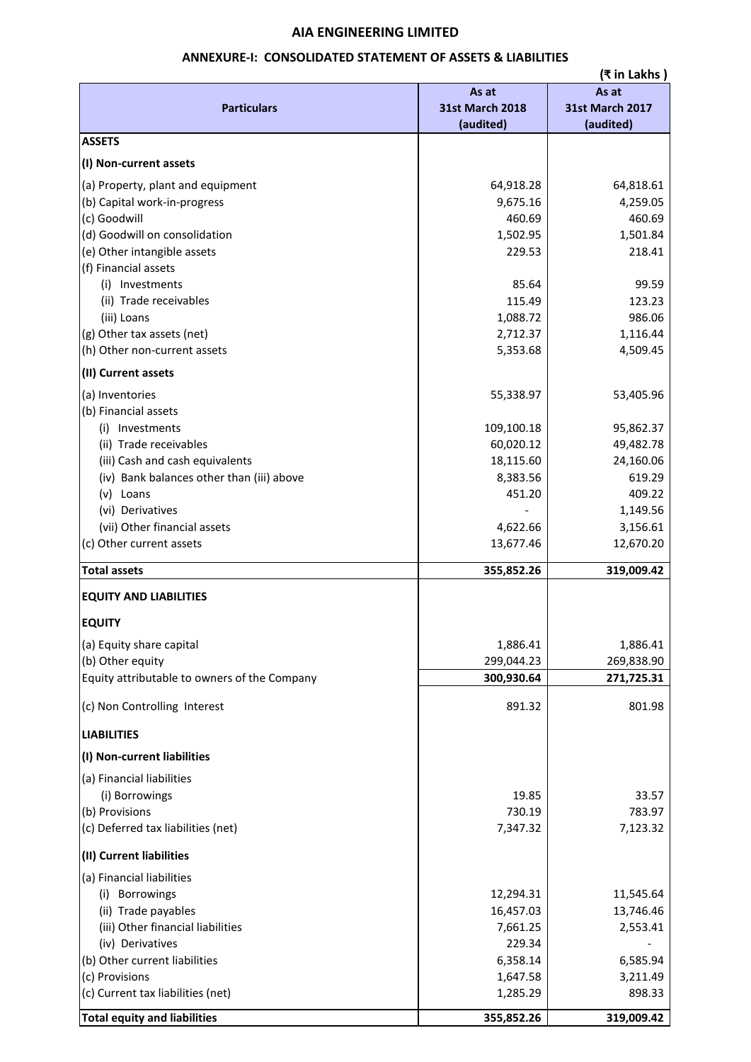# AIA ENGINEERING LIMITED

## ANNEXURE-I: CONSOLIDATED STATEMENT OF ASSETS & LIABILITIES

(₹ in Lakhs )

| Particulars | As at 31st March 2018 (audited) | As at 31st March 2017 (audited) |
|---|---|---|
| **ASSETS** | | |
| **(I) Non-current assets** | | |
| (a) Property, plant and equipment | 64,918.28 | 64,818.61 |
| (b) Capital work-in-progress | 9,675.16 | 4,259.05 |
| (c) Goodwill | 460.69 | 460.69 |
| (d) Goodwill on consolidation | 1,502.95 | 1,501.84 |
| (e) Other intangible assets | 229.53 | 218.41 |
| (f) Financial assets | | |
| (i) Investments | 85.64 | 99.59 |
| (ii) Trade receivables | 115.49 | 123.23 |
| (iii) Loans | 1,088.72 | 986.06 |
| (g) Other tax assets (net) | 2,712.37 | 1,116.44 |
| (h) Other non-current assets | 5,353.68 | 4,509.45 |
| **(II) Current assets** | | |
| (a) Inventories | 55,338.97 | 53,405.96 |
| (b) Financial assets | | |
| (i) Investments | 109,100.18 | 95,862.37 |
| (ii) Trade receivables | 60,020.12 | 49,482.78 |
| (iii) Cash and cash equivalents | 18,115.60 | 24,160.06 |
| (iv) Bank balances other than (iii) above | 8,383.56 | 619.29 |
| (v) Loans | 451.20 | 409.22 |
| (vi) Derivatives | - | 1,149.56 |
| (vii) Other financial assets | 4,622.66 | 3,156.61 |
| (c) Other current assets | 13,677.46 | 12,670.20 |
| **Total assets** | **355,852.26** | **319,009.42** |
| **EQUITY AND LIABILITIES** | | |
| **EQUITY** | | |
| (a) Equity share capital | 1,886.41 | 1,886.41 |
| (b) Other equity | 299,044.23 | 269,838.90 |
| Equity attributable to owners of the Company | **300,930.64** | **271,725.31** |
| (c) Non Controlling Interest | 891.32 | 801.98 |
| **LIABILITIES** | | |
| **(I) Non-current liabilities** | | |
| (a) Financial liabilities | | |
| (i) Borrowings | 19.85 | 33.57 |
| (b) Provisions | 730.19 | 783.97 |
| (c) Deferred tax liabilities (net) | 7,347.32 | 7,123.32 |
| **(II) Current liabilities** | | |
| (a) Financial liabilities | | |
| (i) Borrowings | 12,294.31 | 11,545.64 |
| (ii) Trade payables | 16,457.03 | 13,746.46 |
| (iii) Other financial liabilities | 7,661.25 | 2,553.41 |
| (iv) Derivatives | 229.34 | - |
| (b) Other current liabilities | 6,358.14 | 6,585.94 |
| (c) Provisions | 1,647.58 | 3,211.49 |
| (c) Current tax liabilities (net) | 1,285.29 | 898.33 |
| **Total equity and liabilities** | **355,852.26** | **319,009.42** |